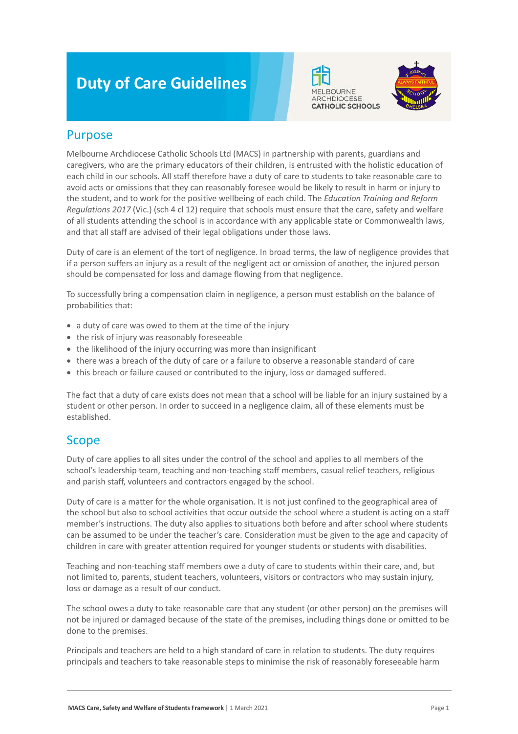# Duty of Care Guidelines

## Purpose

Melbourne Archdiocese Catholic Schools Ltd (MACS) in partnership with parents, guardians and caregivers, who are the primary educators of their children, is entrusted with the holistic education of each child in our schools. All staff therefore have a duty of care to students to take reasonable care to avoid acts or omissions that they can reasonably foresee would be likely to result in harm or injury to the student, and to work for the positive wellbeing of each child. The *Education Training and Reform Regulations 2017* (Vic.) (sch 4 cl 12) require that schools must ensure that the care, safety and welfare of all students attending the school is in accordance with any applicable state or Commonwealth laws, and that all staff are advised of their legal obligations under those laws.

Duty of care is an element of the tort of negligence. In broad terms, the law of negligence provides that if a person suffers an injury as a result of the negligent act or omission of another, the injured person should be compensated for loss and damage flowing from that negligence.

To successfully bring a compensation claim in negligence, a person must establish on the balance of probabilities that:

- a duty of care was owed to them at the time of the injury
- the risk of injury was reasonably foreseeable
- the likelihood of the injury occurring was more than insignificant
- there was a breach of the duty of care or a failure to observe a reasonable standard of care
- this breach or failure caused or contributed to the injury, loss or damaged suffered.

The fact that a duty of care exists does not mean that a school will be liable for an injury sustained by a student or other person. In order to succeed in a negligence claim, all of these elements must be established.

## Scope

Duty of care applies to all sites under the control of the school and applies to all members of the school's leadership team, teaching and non-teaching staff members, casual relief teachers, religious and parish staff, volunteers and contractors engaged by the school.

Duty of care is a matter for the whole organisation. It is not just confined to the geographical area of the school but also to school activities that occur outside the school where a student is acting on a staff member's instructions. The duty also applies to situations both before and after school where students can be assumed to be under the teacher's care. Consideration must be given to the age and capacity of children in care with greater attention required for younger students or students with disabilities.

Teaching and non-teaching staff members owe a duty of care to students within their care, and, but not limited to, parents, student teachers, volunteers, visitors or contractors who may sustain injury, loss or damage as a result of our conduct.

The school owes a duty to take reasonable care that any student (or other person) on the premises will not be injured or damaged because of the state of the premises, including things done or omitted to be done to the premises.

Principals and teachers are held to a high standard of care in relation to students. The duty requires principals and teachers to take reasonable steps to minimise the risk of reasonably foreseeable harm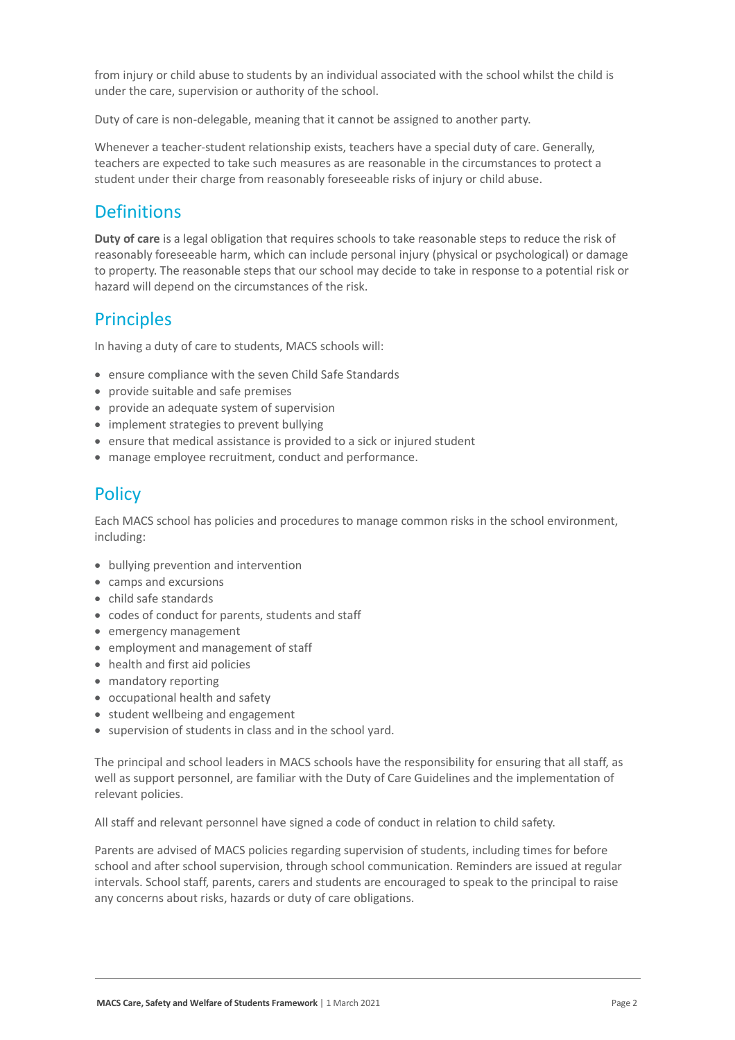from injury or child abuse to students by an individual associated with the school whilst the child is under the care, supervision or authority of the school.

Duty of care is non-delegable, meaning that it cannot be assigned to another party.

Whenever a teacher-student relationship exists, teachers have a special duty of care. Generally, teachers are expected to take such measures as are reasonable in the circumstances to protect a student under their charge from reasonably foreseeable risks of injury or child abuse.

## Definitions

**Duty of care** is a legal obligation that requires schools to take reasonable steps to reduce the risk of reasonably foreseeable harm, which can include personal injury (physical or psychological) or damage to property. The reasonable steps that our school may decide to take in response to a potential risk or hazard will depend on the circumstances of the risk.

## Principles

In having a duty of care to students, MACS schools will:

- ensure compliance with the seven Child Safe Standards
- provide suitable and safe premises
- provide an adequate system of supervision
- implement strategies to prevent bullying
- ensure that medical assistance is provided to a sick or injured student
- manage employee recruitment, conduct and performance.

## Policy

Each MACS school has policies and procedures to manage common risks in the school environment, including:

- bullying prevention and intervention
- camps and excursions
- child safe standards
- codes of conduct for parents, students and staff
- emergency management
- employment and management of staff
- health and first aid policies
- mandatory reporting
- occupational health and safety
- student wellbeing and engagement
- supervision of students in class and in the school yard.

The principal and school leaders in MACS schools have the responsibility for ensuring that all staff, as well as support personnel, are familiar with the Duty of Care Guidelines and the implementation of relevant policies.

All staff and relevant personnel have signed a code of conduct in relation to child safety.

Parents are advised of MACS policies regarding supervision of students, including times for before school and after school supervision, through school communication. Reminders are issued at regular intervals. School staff, parents, carers and students are encouraged to speak to the principal to raise any concerns about risks, hazards or duty of care obligations.